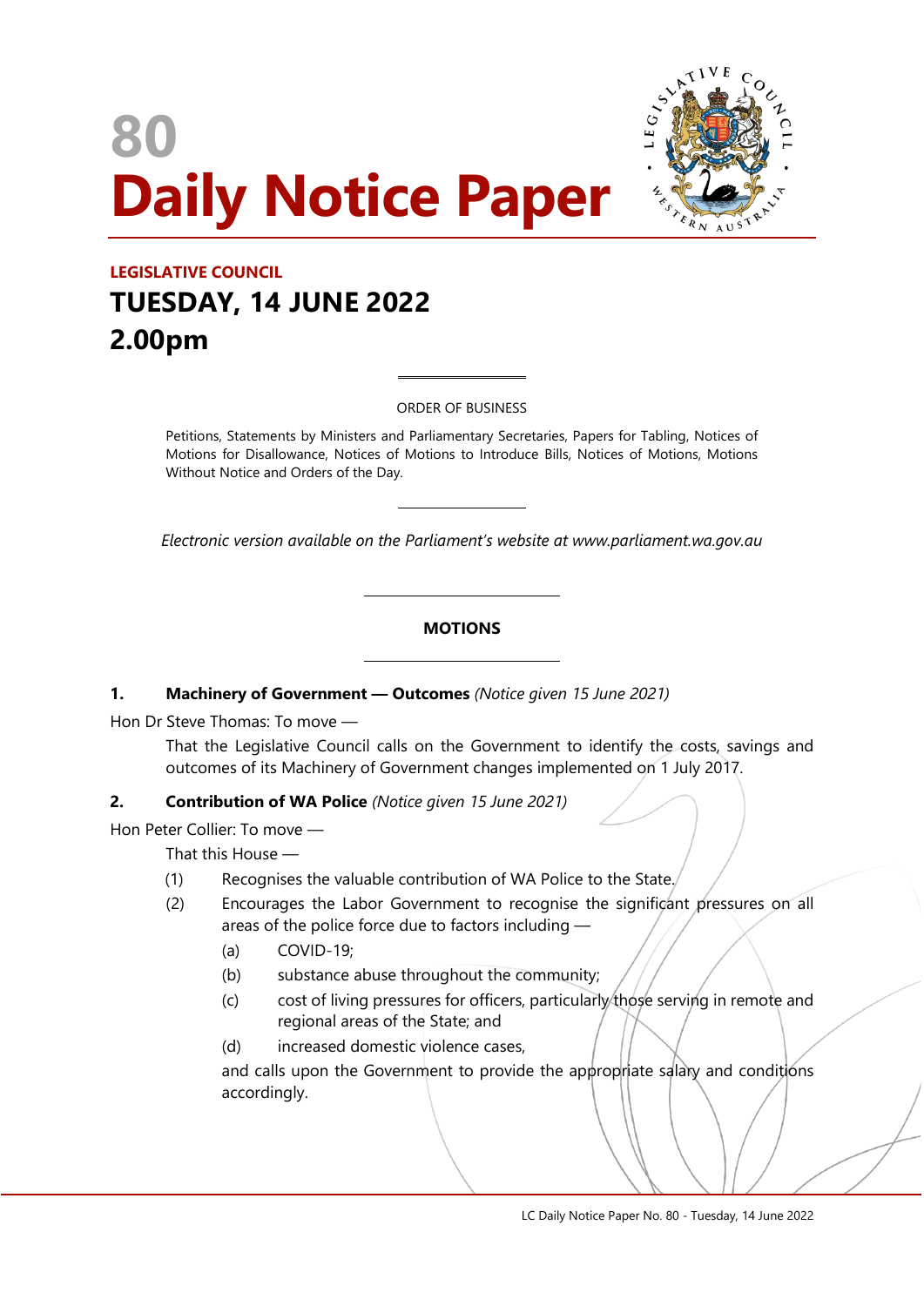# 80
# Daily Notice Paper

**LEGISLATIVE COUNCIL**

## TUESDAY, 14 JUNE 2022
## 2.00pm

ORDER OF BUSINESS

Petitions, Statements by Ministers and Parliamentary Secretaries, Papers for Tabling, Notices of Motions for Disallowance, Notices of Motions to Introduce Bills, Notices of Motions, Motions Without Notice and Orders of the Day.

*Electronic version available on the Parliament's website at www.parliament.wa.gov.au*

### MOTIONS

**1. Machinery of Government — Outcomes** *(Notice given 15 June 2021)*

Hon Dr Steve Thomas: To move —

That the Legislative Council calls on the Government to identify the costs, savings and outcomes of its Machinery of Government changes implemented on 1 July 2017.

**2. Contribution of WA Police** *(Notice given 15 June 2021)*

Hon Peter Collier: To move —

That this House —

(1) Recognises the valuable contribution of WA Police to the State.

(2) Encourages the Labor Government to recognise the significant pressures on all areas of the police force due to factors including —

(a) COVID-19;

(b) substance abuse throughout the community;

(c) cost of living pressures for officers, particularly those serving in remote and regional areas of the State; and

(d) increased domestic violence cases,

and calls upon the Government to provide the appropriate salary and conditions accordingly.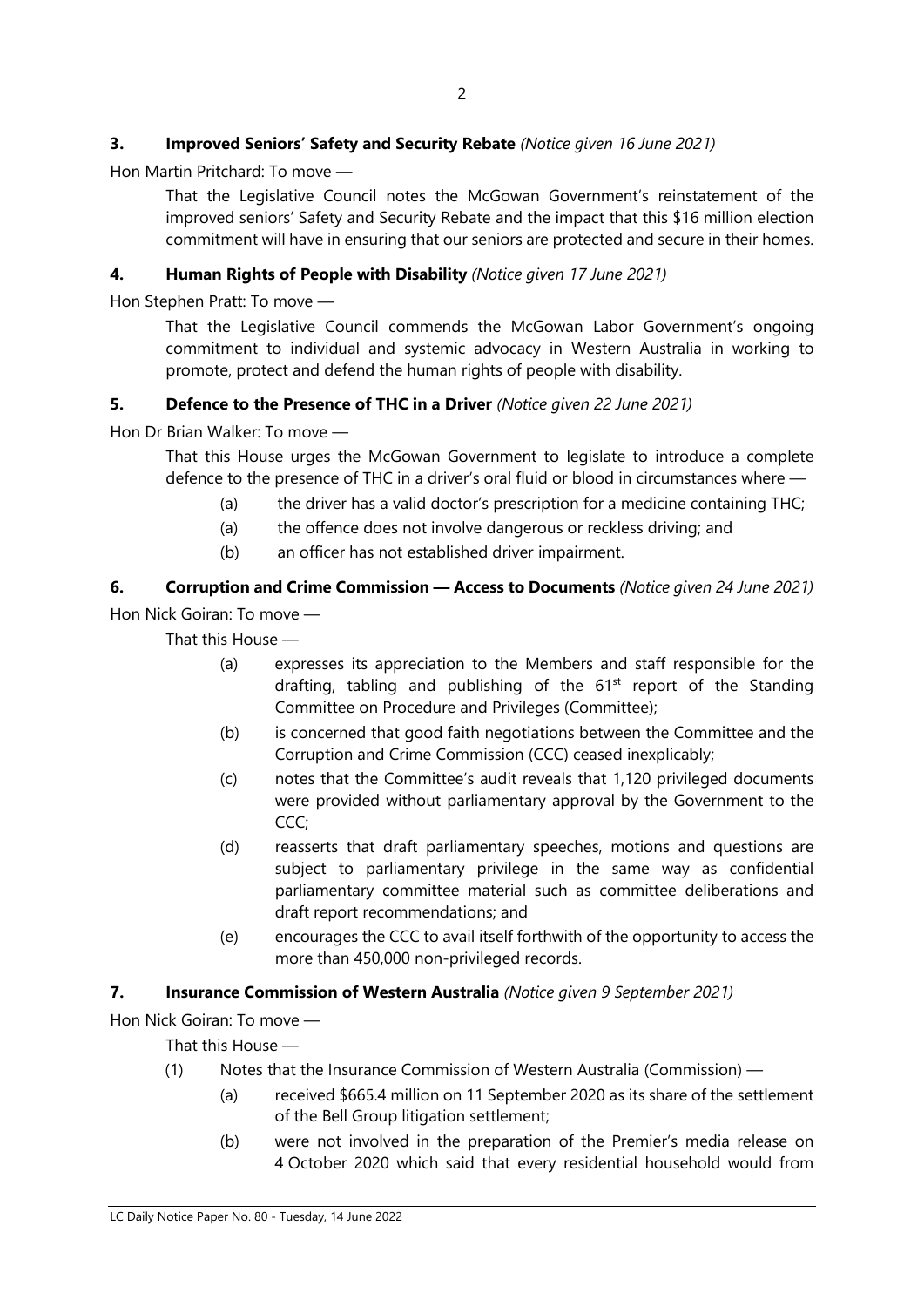**3. Improved Seniors' Safety and Security Rebate** *(Notice given 16 June 2021)*

Hon Martin Pritchard: To move —

That the Legislative Council notes the McGowan Government's reinstatement of the improved seniors' Safety and Security Rebate and the impact that this $16 million election commitment will have in ensuring that our seniors are protected and secure in their homes.

**4. Human Rights of People with Disability** *(Notice given 17 June 2021)*

Hon Stephen Pratt: To move —

That the Legislative Council commends the McGowan Labor Government's ongoing commitment to individual and systemic advocacy in Western Australia in working to promote, protect and defend the human rights of people with disability.

**5. Defence to the Presence of THC in a Driver** *(Notice given 22 June 2021)*

Hon Dr Brian Walker: To move —

That this House urges the McGowan Government to legislate to introduce a complete defence to the presence of THC in a driver's oral fluid or blood in circumstances where —

(a) the driver has a valid doctor's prescription for a medicine containing THC;

(a) the offence does not involve dangerous or reckless driving; and

(b) an officer has not established driver impairment.

**6. Corruption and Crime Commission — Access to Documents** *(Notice given 24 June 2021)*

Hon Nick Goiran: To move —

That this House —

(a) expresses its appreciation to the Members and staff responsible for the drafting, tabling and publishing of the 61st report of the Standing Committee on Procedure and Privileges (Committee);

(b) is concerned that good faith negotiations between the Committee and the Corruption and Crime Commission (CCC) ceased inexplicably;

(c) notes that the Committee's audit reveals that 1,120 privileged documents were provided without parliamentary approval by the Government to the CCC;

(d) reasserts that draft parliamentary speeches, motions and questions are subject to parliamentary privilege in the same way as confidential parliamentary committee material such as committee deliberations and draft report recommendations; and

(e) encourages the CCC to avail itself forthwith of the opportunity to access the more than 450,000 non-privileged records.

**7. Insurance Commission of Western Australia** *(Notice given 9 September 2021)*

Hon Nick Goiran: To move —

That this House —

(1) Notes that the Insurance Commission of Western Australia (Commission) —

(a) received $665.4 million on 11 September 2020 as its share of the settlement of the Bell Group litigation settlement;

(b) were not involved in the preparation of the Premier's media release on 4 October 2020 which said that every residential household would from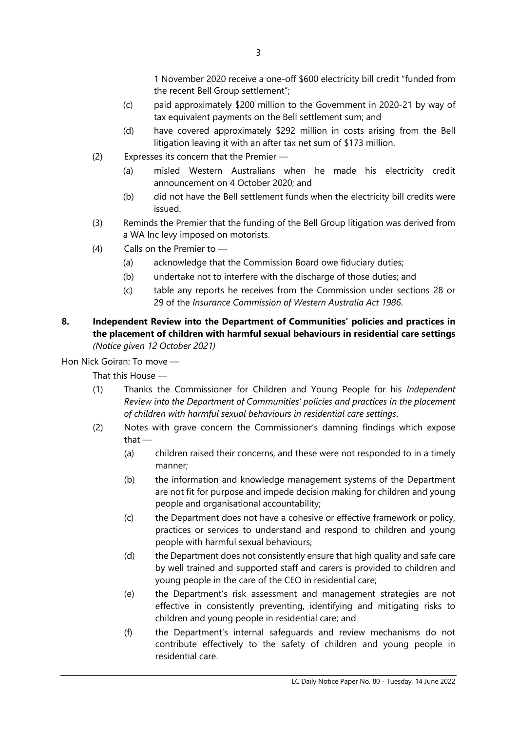1 November 2020 receive a one-off $600 electricity bill credit "funded from the recent Bell Group settlement";

(c) paid approximately $200 million to the Government in 2020-21 by way of tax equivalent payments on the Bell settlement sum; and

(d) have covered approximately $292 million in costs arising from the Bell litigation leaving it with an after tax net sum of $173 million.

(2) Expresses its concern that the Premier —

(a) misled Western Australians when he made his electricity credit announcement on 4 October 2020; and

(b) did not have the Bell settlement funds when the electricity bill credits were issued.

(3) Reminds the Premier that the funding of the Bell Group litigation was derived from a WA Inc levy imposed on motorists.

(4) Calls on the Premier to —

(a) acknowledge that the Commission Board owe fiduciary duties;

(b) undertake not to interfere with the discharge of those duties; and

(c) table any reports he receives from the Commission under sections 28 or 29 of the *Insurance Commission of Western Australia Act 1986*.

**8. Independent Review into the Department of Communities' policies and practices in the placement of children with harmful sexual behaviours in residential care settings**
*(Notice given 12 October 2021)*

Hon Nick Goiran: To move —

That this House —

(1) Thanks the Commissioner for Children and Young People for his *Independent Review into the Department of Communities' policies and practices in the placement of children with harmful sexual behaviours in residential care settings*.

(2) Notes with grave concern the Commissioner's damning findings which expose that —

(a) children raised their concerns, and these were not responded to in a timely manner;

(b) the information and knowledge management systems of the Department are not fit for purpose and impede decision making for children and young people and organisational accountability;

(c) the Department does not have a cohesive or effective framework or policy, practices or services to understand and respond to children and young people with harmful sexual behaviours;

(d) the Department does not consistently ensure that high quality and safe care by well trained and supported staff and carers is provided to children and young people in the care of the CEO in residential care;

(e) the Department's risk assessment and management strategies are not effective in consistently preventing, identifying and mitigating risks to children and young people in residential care; and

(f) the Department's internal safeguards and review mechanisms do not contribute effectively to the safety of children and young people in residential care.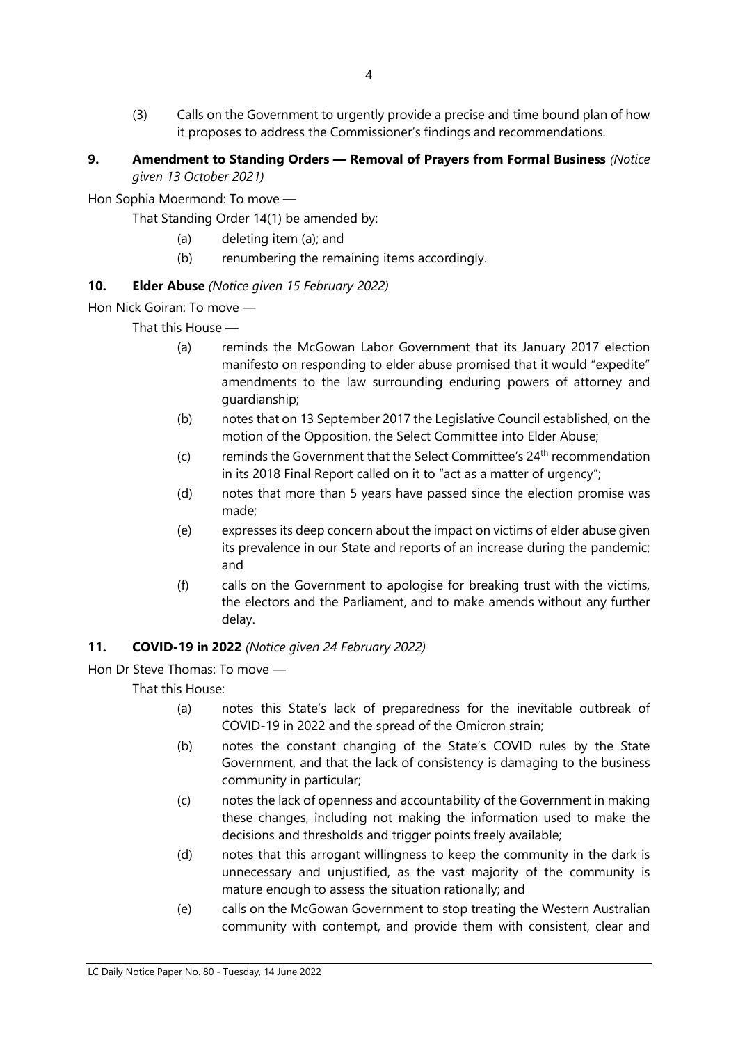(3) Calls on the Government to urgently provide a precise and time bound plan of how it proposes to address the Commissioner's findings and recommendations.

### 9. Amendment to Standing Orders — Removal of Prayers from Formal Business *(Notice given 13 October 2021)*

Hon Sophia Moermond: To move —

That Standing Order 14(1) be amended by:

(a) deleting item (a); and

(b) renumbering the remaining items accordingly.

### 10. Elder Abuse *(Notice given 15 February 2022)*

Hon Nick Goiran: To move —

That this House —

(a) reminds the McGowan Labor Government that its January 2017 election manifesto on responding to elder abuse promised that it would "expedite" amendments to the law surrounding enduring powers of attorney and guardianship;

(b) notes that on 13 September 2017 the Legislative Council established, on the motion of the Opposition, the Select Committee into Elder Abuse;

(c) reminds the Government that the Select Committee's 24th recommendation in its 2018 Final Report called on it to "act as a matter of urgency";

(d) notes that more than 5 years have passed since the election promise was made;

(e) expresses its deep concern about the impact on victims of elder abuse given its prevalence in our State and reports of an increase during the pandemic; and

(f) calls on the Government to apologise for breaking trust with the victims, the electors and the Parliament, and to make amends without any further delay.

### 11. COVID-19 in 2022 *(Notice given 24 February 2022)*

Hon Dr Steve Thomas: To move —

That this House:

(a) notes this State's lack of preparedness for the inevitable outbreak of COVID-19 in 2022 and the spread of the Omicron strain;

(b) notes the constant changing of the State's COVID rules by the State Government, and that the lack of consistency is damaging to the business community in particular;

(c) notes the lack of openness and accountability of the Government in making these changes, including not making the information used to make the decisions and thresholds and trigger points freely available;

(d) notes that this arrogant willingness to keep the community in the dark is unnecessary and unjustified, as the vast majority of the community is mature enough to assess the situation rationally; and

(e) calls on the McGowan Government to stop treating the Western Australian community with contempt, and provide them with consistent, clear and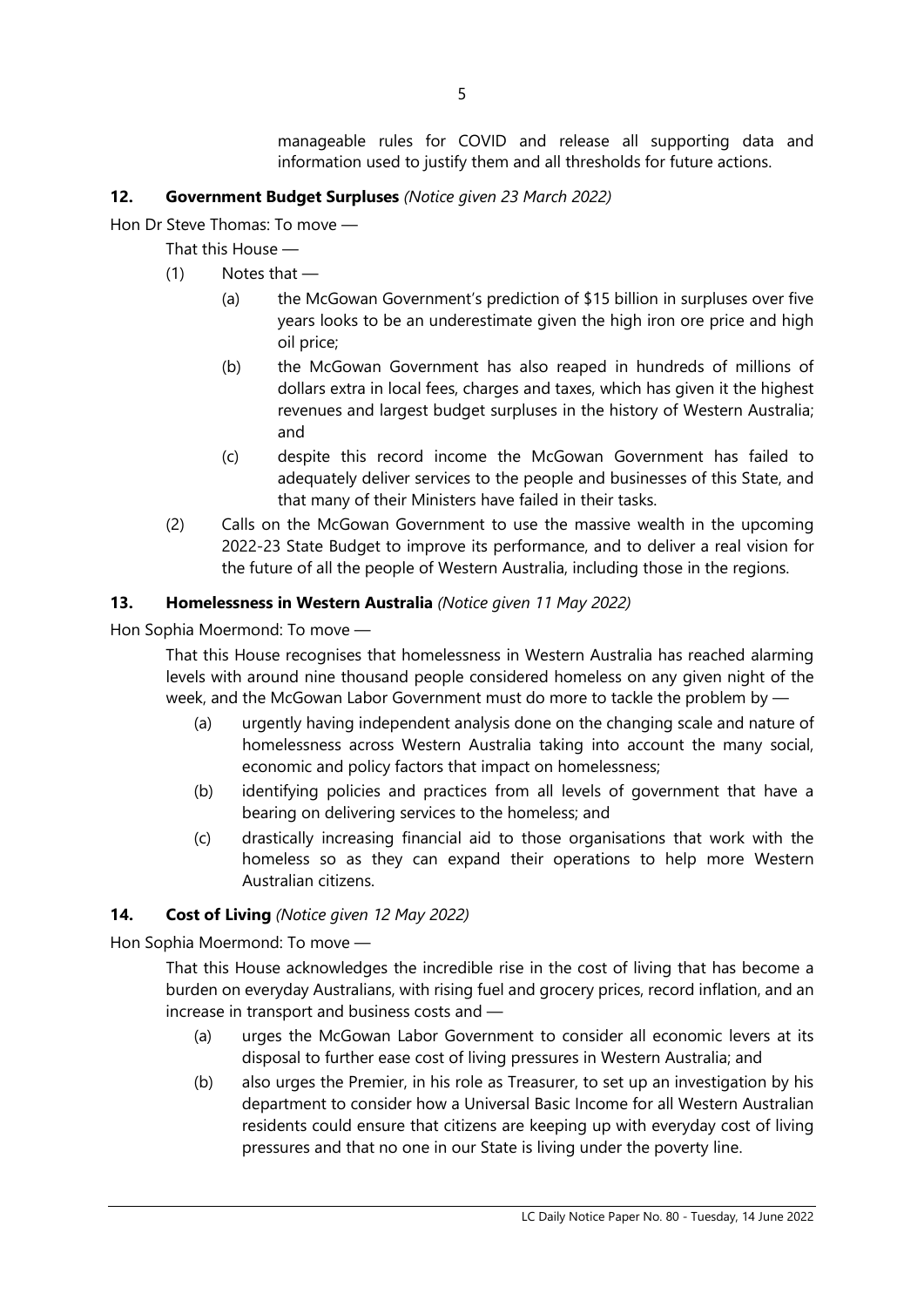manageable rules for COVID and release all supporting data and information used to justify them and all thresholds for future actions.

**12. Government Budget Surpluses** *(Notice given 23 March 2022)*

Hon Dr Steve Thomas: To move —

That this House —

(1) Notes that —

(a) the McGowan Government's prediction of $15 billion in surpluses over five years looks to be an underestimate given the high iron ore price and high oil price;

(b) the McGowan Government has also reaped in hundreds of millions of dollars extra in local fees, charges and taxes, which has given it the highest revenues and largest budget surpluses in the history of Western Australia; and

(c) despite this record income the McGowan Government has failed to adequately deliver services to the people and businesses of this State, and that many of their Ministers have failed in their tasks.

(2) Calls on the McGowan Government to use the massive wealth in the upcoming 2022-23 State Budget to improve its performance, and to deliver a real vision for the future of all the people of Western Australia, including those in the regions.

**13. Homelessness in Western Australia** *(Notice given 11 May 2022)*

Hon Sophia Moermond: To move —

That this House recognises that homelessness in Western Australia has reached alarming levels with around nine thousand people considered homeless on any given night of the week, and the McGowan Labor Government must do more to tackle the problem by —

(a) urgently having independent analysis done on the changing scale and nature of homelessness across Western Australia taking into account the many social, economic and policy factors that impact on homelessness;

(b) identifying policies and practices from all levels of government that have a bearing on delivering services to the homeless; and

(c) drastically increasing financial aid to those organisations that work with the homeless so as they can expand their operations to help more Western Australian citizens.

**14. Cost of Living** *(Notice given 12 May 2022)*

Hon Sophia Moermond: To move —

That this House acknowledges the incredible rise in the cost of living that has become a burden on everyday Australians, with rising fuel and grocery prices, record inflation, and an increase in transport and business costs and —

(a) urges the McGowan Labor Government to consider all economic levers at its disposal to further ease cost of living pressures in Western Australia; and

(b) also urges the Premier, in his role as Treasurer, to set up an investigation by his department to consider how a Universal Basic Income for all Western Australian residents could ensure that citizens are keeping up with everyday cost of living pressures and that no one in our State is living under the poverty line.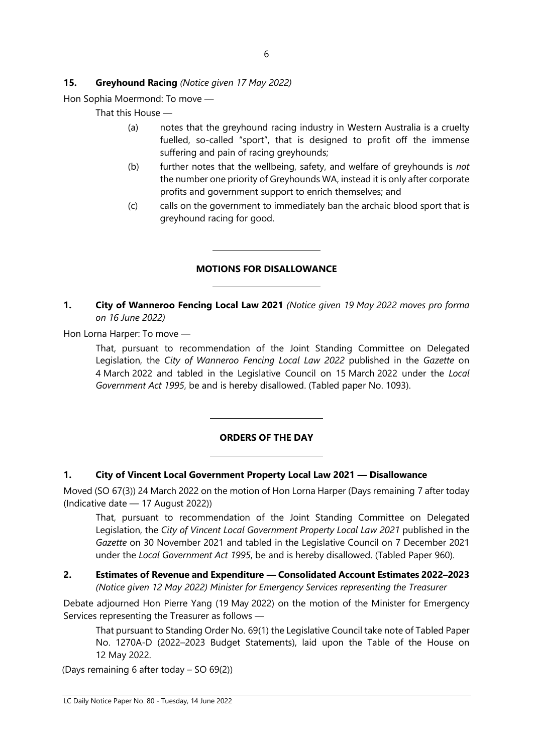**15. Greyhound Racing** *(Notice given 17 May 2022)*

Hon Sophia Moermond: To move —

That this House —

(a) notes that the greyhound racing industry in Western Australia is a cruelty fuelled, so-called "sport", that is designed to profit off the immense suffering and pain of racing greyhounds;

(b) further notes that the wellbeing, safety, and welfare of greyhounds is *not* the number one priority of Greyhounds WA, instead it is only after corporate profits and government support to enrich themselves; and

(c) calls on the government to immediately ban the archaic blood sport that is greyhound racing for good.

## MOTIONS FOR DISALLOWANCE

**1. City of Wanneroo Fencing Local Law 2021** *(Notice given 19 May 2022 moves pro forma on 16 June 2022)*

Hon Lorna Harper: To move —

That, pursuant to recommendation of the Joint Standing Committee on Delegated Legislation, the *City of Wanneroo Fencing Local Law 2022* published in the *Gazette* on 4 March 2022 and tabled in the Legislative Council on 15 March 2022 under the *Local Government Act 1995*, be and is hereby disallowed. (Tabled paper No. 1093).

## ORDERS OF THE DAY

**1. City of Vincent Local Government Property Local Law 2021 — Disallowance**

Moved (SO 67(3)) 24 March 2022 on the motion of Hon Lorna Harper (Days remaining 7 after today (Indicative date — 17 August 2022))

That, pursuant to recommendation of the Joint Standing Committee on Delegated Legislation, the *City of Vincent Local Government Property Local Law 2021* published in the *Gazette* on 30 November 2021 and tabled in the Legislative Council on 7 December 2021 under the *Local Government Act 1995*, be and is hereby disallowed. (Tabled Paper 960).

**2. Estimates of Revenue and Expenditure — Consolidated Account Estimates 2022–2023** *(Notice given 12 May 2022) Minister for Emergency Services representing the Treasurer*

Debate adjourned Hon Pierre Yang (19 May 2022) on the motion of the Minister for Emergency Services representing the Treasurer as follows —

That pursuant to Standing Order No. 69(1) the Legislative Council take note of Tabled Paper No. 1270A-D (2022–2023 Budget Statements), laid upon the Table of the House on 12 May 2022.

(Days remaining 6 after today – SO 69(2))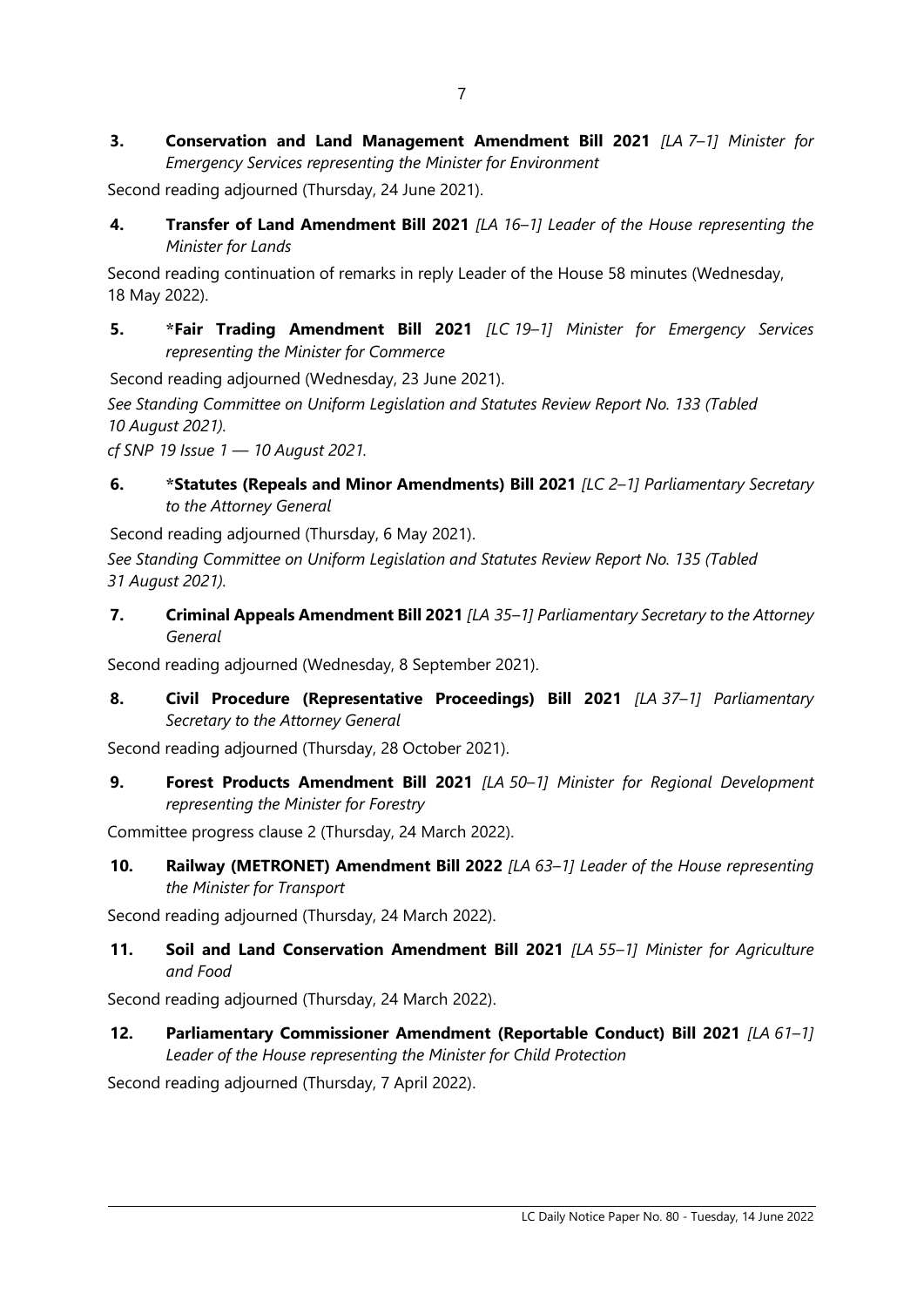**3. Conservation and Land Management Amendment Bill 2021** *[LA 7–1] Minister for Emergency Services representing the Minister for Environment*

Second reading adjourned (Thursday, 24 June 2021).

**4. Transfer of Land Amendment Bill 2021** *[LA 16–1] Leader of the House representing the Minister for Lands*

Second reading continuation of remarks in reply Leader of the House 58 minutes (Wednesday, 18 May 2022).

**5. *Fair Trading Amendment Bill 2021** *[LC 19–1] Minister for Emergency Services representing the Minister for Commerce*

Second reading adjourned (Wednesday, 23 June 2021).

*See Standing Committee on Uniform Legislation and Statutes Review Report No. 133 (Tabled 10 August 2021).*

*cf SNP 19 Issue 1 — 10 August 2021.*

**6. *Statutes (Repeals and Minor Amendments) Bill 2021** *[LC 2–1] Parliamentary Secretary to the Attorney General*

Second reading adjourned (Thursday, 6 May 2021).

*See Standing Committee on Uniform Legislation and Statutes Review Report No. 135 (Tabled 31 August 2021).*

**7. Criminal Appeals Amendment Bill 2021** *[LA 35–1] Parliamentary Secretary to the Attorney General*

Second reading adjourned (Wednesday, 8 September 2021).

**8. Civil Procedure (Representative Proceedings) Bill 2021** *[LA 37–1] Parliamentary Secretary to the Attorney General*

Second reading adjourned (Thursday, 28 October 2021).

**9. Forest Products Amendment Bill 2021** *[LA 50–1] Minister for Regional Development representing the Minister for Forestry*

Committee progress clause 2 (Thursday, 24 March 2022).

**10. Railway (METRONET) Amendment Bill 2022** *[LA 63–1] Leader of the House representing the Minister for Transport*

Second reading adjourned (Thursday, 24 March 2022).

**11. Soil and Land Conservation Amendment Bill 2021** *[LA 55–1] Minister for Agriculture and Food*

Second reading adjourned (Thursday, 24 March 2022).

**12. Parliamentary Commissioner Amendment (Reportable Conduct) Bill 2021** *[LA 61–1] Leader of the House representing the Minister for Child Protection*

Second reading adjourned (Thursday, 7 April 2022).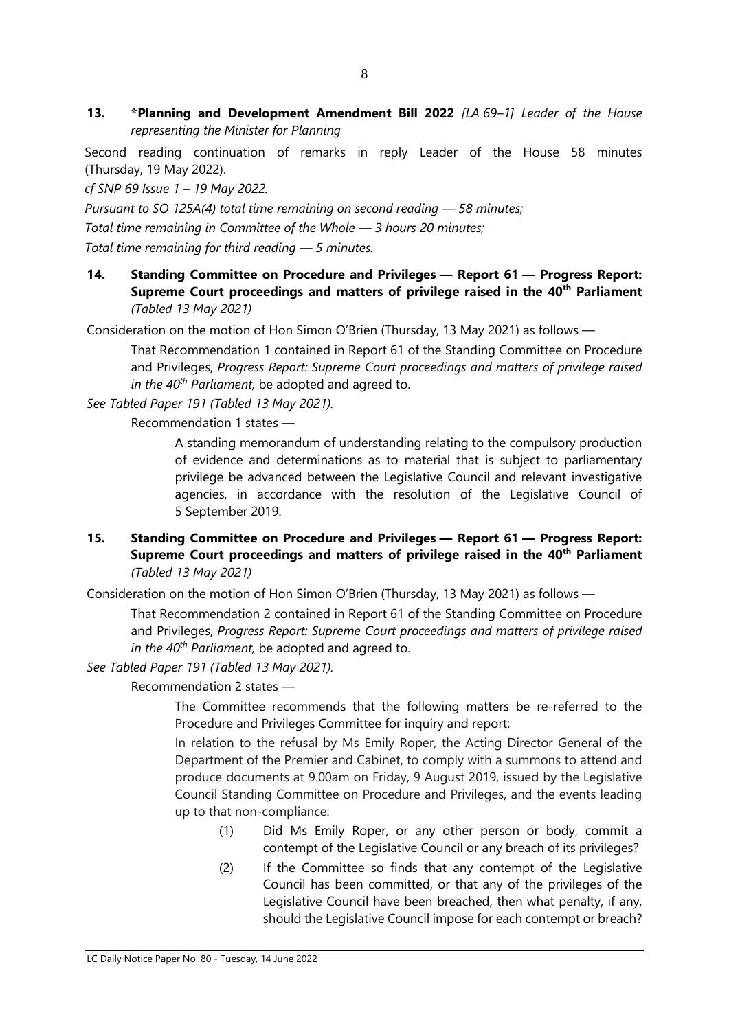**13. *Planning and Development Amendment Bill 2022** *[LA 69–1] Leader of the House representing the Minister for Planning*

Second reading continuation of remarks in reply Leader of the House 58 minutes (Thursday, 19 May 2022).

*cf SNP 69 Issue 1 – 19 May 2022.*

*Pursuant to SO 125A(4) total time remaining on second reading — 58 minutes;*

*Total time remaining in Committee of the Whole — 3 hours 20 minutes;*

*Total time remaining for third reading — 5 minutes.*

**14. Standing Committee on Procedure and Privileges — Report 61 — Progress Report: Supreme Court proceedings and matters of privilege raised in the 40th Parliament** *(Tabled 13 May 2021)*

Consideration on the motion of Hon Simon O'Brien (Thursday, 13 May 2021) as follows —

> That Recommendation 1 contained in Report 61 of the Standing Committee on Procedure and Privileges, *Progress Report: Supreme Court proceedings and matters of privilege raised in the 40th Parliament,* be adopted and agreed to.

*See Tabled Paper 191 (Tabled 13 May 2021).*

Recommendation 1 states —

> A standing memorandum of understanding relating to the compulsory production of evidence and determinations as to material that is subject to parliamentary privilege be advanced between the Legislative Council and relevant investigative agencies, in accordance with the resolution of the Legislative Council of 5 September 2019.

**15. Standing Committee on Procedure and Privileges — Report 61 — Progress Report: Supreme Court proceedings and matters of privilege raised in the 40th Parliament** *(Tabled 13 May 2021)*

Consideration on the motion of Hon Simon O'Brien (Thursday, 13 May 2021) as follows —

> That Recommendation 2 contained in Report 61 of the Standing Committee on Procedure and Privileges, *Progress Report: Supreme Court proceedings and matters of privilege raised in the 40th Parliament,* be adopted and agreed to.

*See Tabled Paper 191 (Tabled 13 May 2021).*

Recommendation 2 states —

> The Committee recommends that the following matters be re-referred to the Procedure and Privileges Committee for inquiry and report:
>
> In relation to the refusal by Ms Emily Roper, the Acting Director General of the Department of the Premier and Cabinet, to comply with a summons to attend and produce documents at 9.00am on Friday, 9 August 2019, issued by the Legislative Council Standing Committee on Procedure and Privileges, and the events leading up to that non-compliance:
>
> (1) Did Ms Emily Roper, or any other person or body, commit a contempt of the Legislative Council or any breach of its privileges?
>
> (2) If the Committee so finds that any contempt of the Legislative Council has been committed, or that any of the privileges of the Legislative Council have been breached, then what penalty, if any, should the Legislative Council impose for each contempt or breach?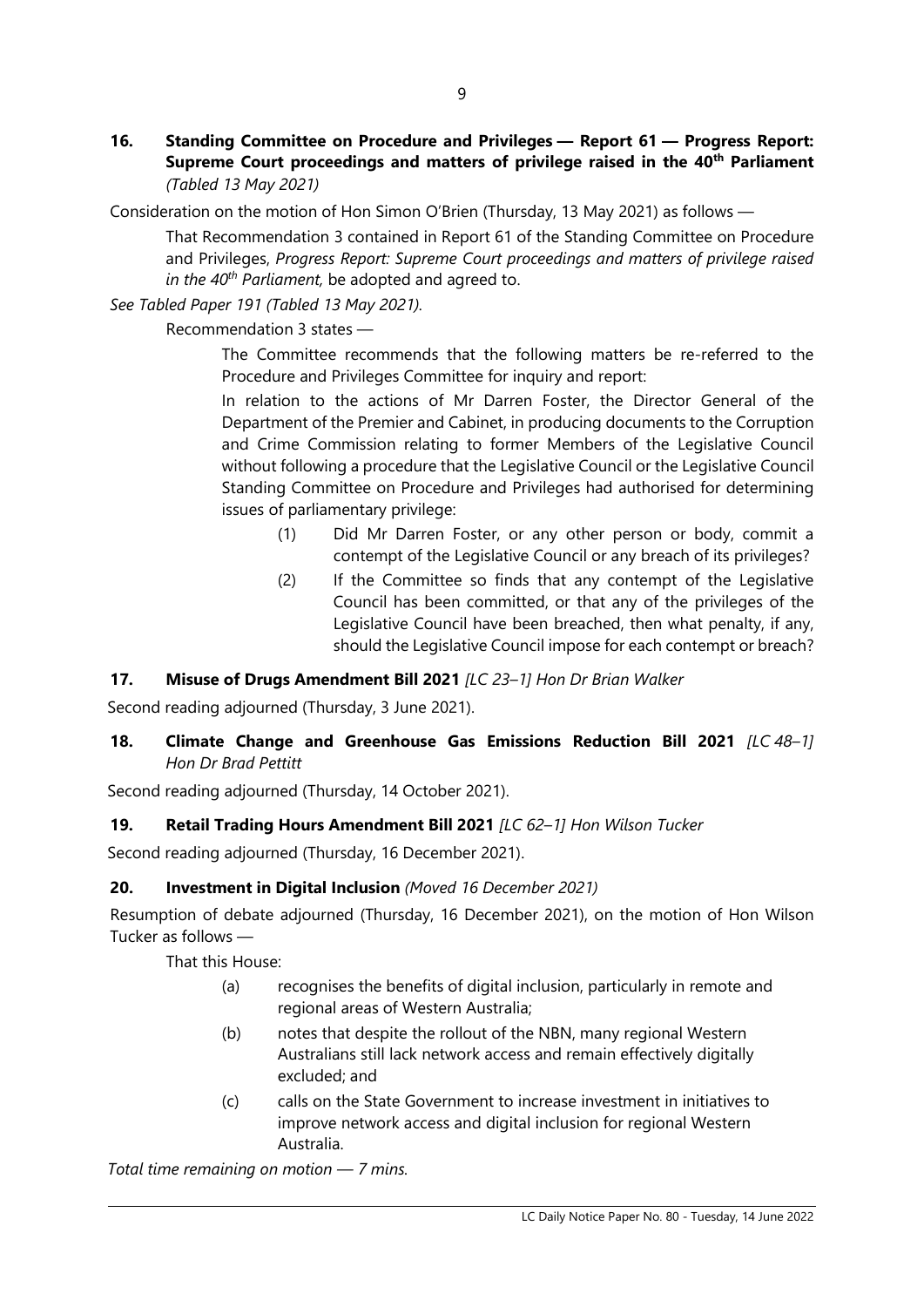**16. Standing Committee on Procedure and Privileges — Report 61 — Progress Report: Supreme Court proceedings and matters of privilege raised in the 40th Parliament** *(Tabled 13 May 2021)*

Consideration on the motion of Hon Simon O'Brien (Thursday, 13 May 2021) as follows —

> That Recommendation 3 contained in Report 61 of the Standing Committee on Procedure and Privileges, *Progress Report: Supreme Court proceedings and matters of privilege raised in the 40th Parliament,* be adopted and agreed to.

*See Tabled Paper 191 (Tabled 13 May 2021).*

Recommendation 3 states —

> The Committee recommends that the following matters be re-referred to the Procedure and Privileges Committee for inquiry and report:
>
> In relation to the actions of Mr Darren Foster, the Director General of the Department of the Premier and Cabinet, in producing documents to the Corruption and Crime Commission relating to former Members of the Legislative Council without following a procedure that the Legislative Council or the Legislative Council Standing Committee on Procedure and Privileges had authorised for determining issues of parliamentary privilege:
>
> (1) Did Mr Darren Foster, or any other person or body, commit a contempt of the Legislative Council or any breach of its privileges?
>
> (2) If the Committee so finds that any contempt of the Legislative Council has been committed, or that any of the privileges of the Legislative Council have been breached, then what penalty, if any, should the Legislative Council impose for each contempt or breach?

**17. Misuse of Drugs Amendment Bill 2021** *[LC 23–1] Hon Dr Brian Walker*

Second reading adjourned (Thursday, 3 June 2021).

**18. Climate Change and Greenhouse Gas Emissions Reduction Bill 2021** *[LC 48–1] Hon Dr Brad Pettitt*

Second reading adjourned (Thursday, 14 October 2021).

**19. Retail Trading Hours Amendment Bill 2021** *[LC 62–1] Hon Wilson Tucker*

Second reading adjourned (Thursday, 16 December 2021).

**20. Investment in Digital Inclusion** *(Moved 16 December 2021)*

Resumption of debate adjourned (Thursday, 16 December 2021), on the motion of Hon Wilson Tucker as follows —

> That this House:
>
> (a) recognises the benefits of digital inclusion, particularly in remote and regional areas of Western Australia;
>
> (b) notes that despite the rollout of the NBN, many regional Western Australians still lack network access and remain effectively digitally excluded; and
>
> (c) calls on the State Government to increase investment in initiatives to improve network access and digital inclusion for regional Western Australia.

*Total time remaining on motion — 7 mins.*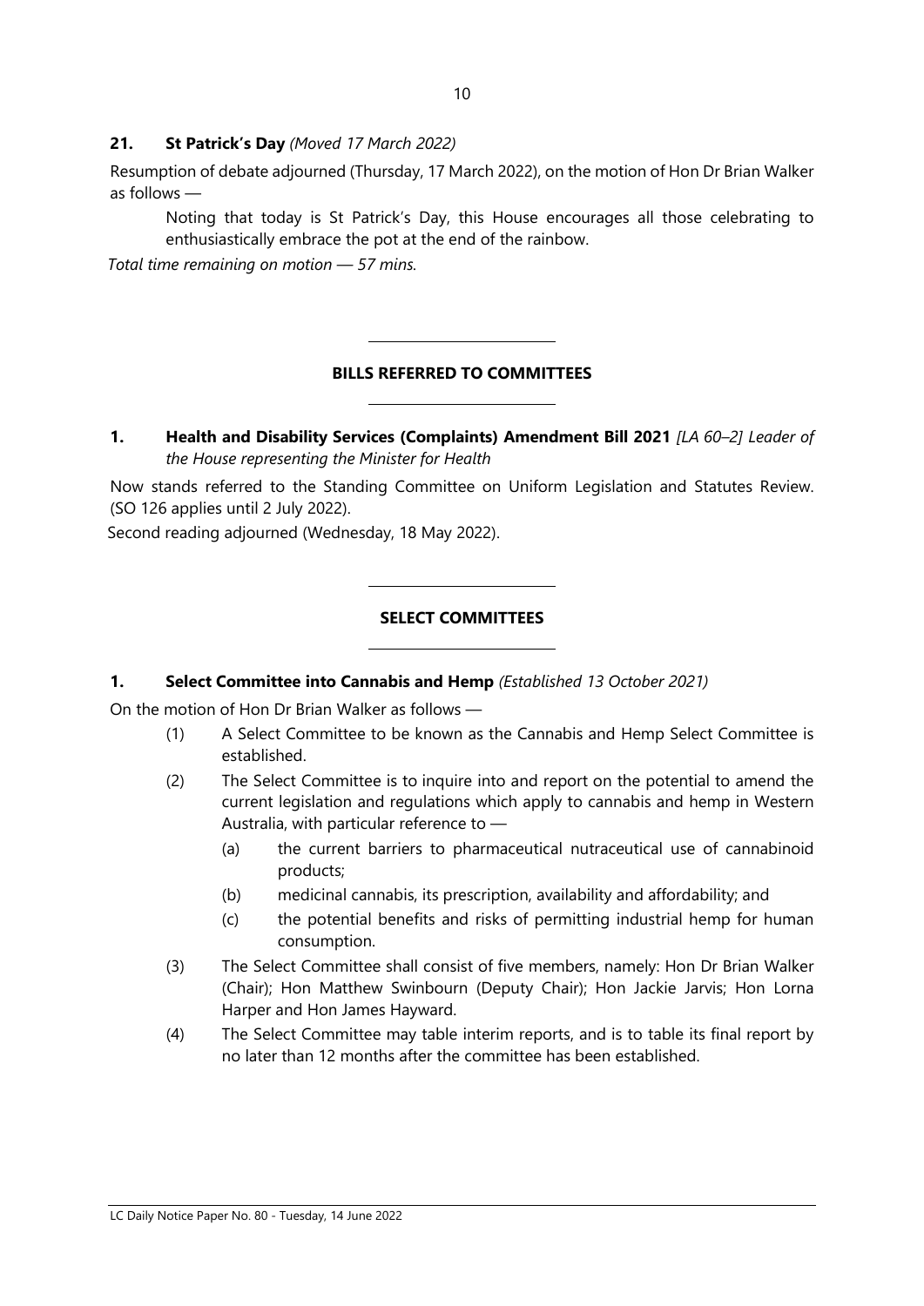**21. St Patrick's Day** *(Moved 17 March 2022)*

Resumption of debate adjourned (Thursday, 17 March 2022), on the motion of Hon Dr Brian Walker as follows —

> Noting that today is St Patrick's Day, this House encourages all those celebrating to enthusiastically embrace the pot at the end of the rainbow.

*Total time remaining on motion — 57 mins.*

---

## BILLS REFERRED TO COMMITTEES

---

**1. Health and Disability Services (Complaints) Amendment Bill 2021** *[LA 60–2] Leader of the House representing the Minister for Health*

Now stands referred to the Standing Committee on Uniform Legislation and Statutes Review. (SO 126 applies until 2 July 2022).

Second reading adjourned (Wednesday, 18 May 2022).

---

## SELECT COMMITTEES

---

**1. Select Committee into Cannabis and Hemp** *(Established 13 October 2021)*

On the motion of Hon Dr Brian Walker as follows —

(1) A Select Committee to be known as the Cannabis and Hemp Select Committee is established.

(2) The Select Committee is to inquire into and report on the potential to amend the current legislation and regulations which apply to cannabis and hemp in Western Australia, with particular reference to —

  (a) the current barriers to pharmaceutical nutraceutical use of cannabinoid products;

  (b) medicinal cannabis, its prescription, availability and affordability; and

  (c) the potential benefits and risks of permitting industrial hemp for human consumption.

(3) The Select Committee shall consist of five members, namely: Hon Dr Brian Walker (Chair); Hon Matthew Swinbourn (Deputy Chair); Hon Jackie Jarvis; Hon Lorna Harper and Hon James Hayward.

(4) The Select Committee may table interim reports, and is to table its final report by no later than 12 months after the committee has been established.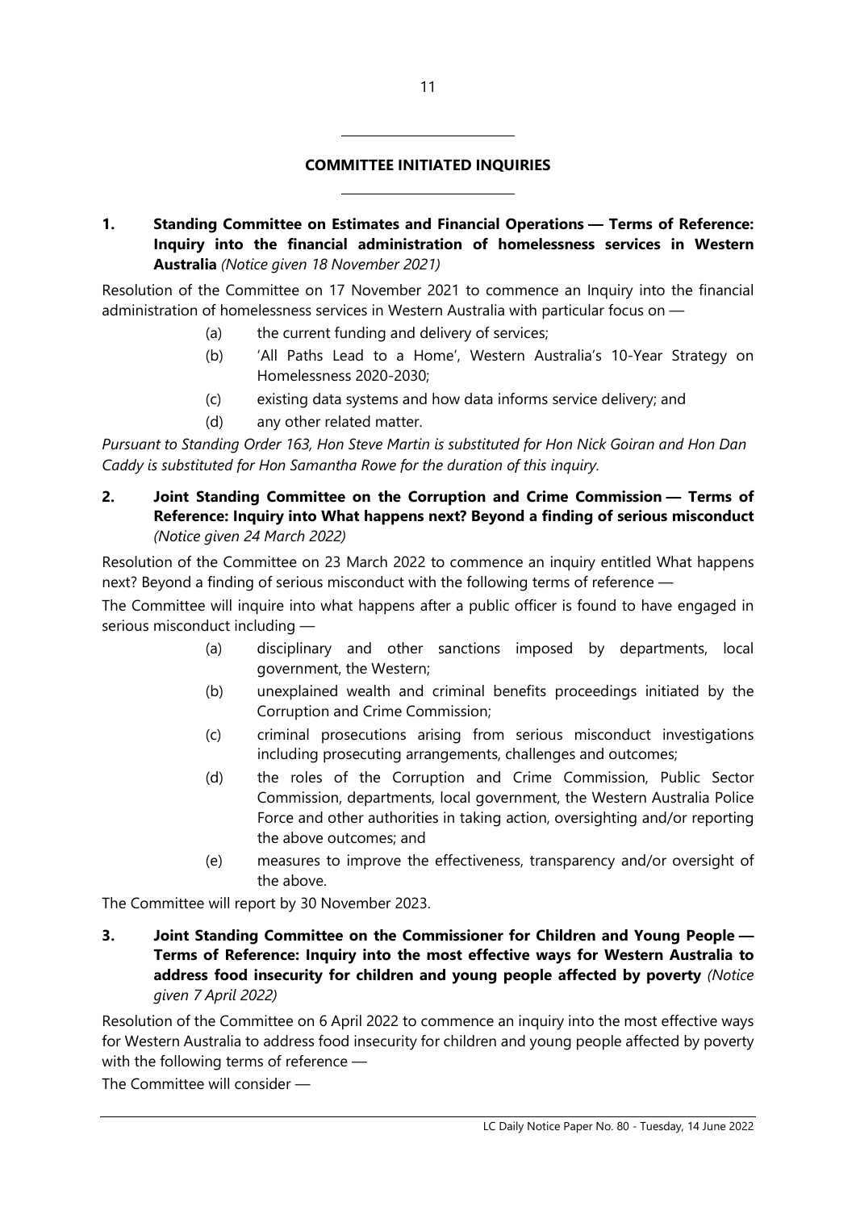## COMMITTEE INITIATED INQUIRIES

**1. Standing Committee on Estimates and Financial Operations — Terms of Reference: Inquiry into the financial administration of homelessness services in Western Australia** *(Notice given 18 November 2021)*

Resolution of the Committee on 17 November 2021 to commence an Inquiry into the financial administration of homelessness services in Western Australia with particular focus on —

(a) the current funding and delivery of services;

(b) 'All Paths Lead to a Home', Western Australia's 10-Year Strategy on Homelessness 2020-2030;

(c) existing data systems and how data informs service delivery; and

(d) any other related matter.

*Pursuant to Standing Order 163, Hon Steve Martin is substituted for Hon Nick Goiran and Hon Dan Caddy is substituted for Hon Samantha Rowe for the duration of this inquiry.*

**2. Joint Standing Committee on the Corruption and Crime Commission — Terms of Reference: Inquiry into What happens next? Beyond a finding of serious misconduct** *(Notice given 24 March 2022)*

Resolution of the Committee on 23 March 2022 to commence an inquiry entitled What happens next? Beyond a finding of serious misconduct with the following terms of reference —

The Committee will inquire into what happens after a public officer is found to have engaged in serious misconduct including —

(a) disciplinary and other sanctions imposed by departments, local government, the Western;

(b) unexplained wealth and criminal benefits proceedings initiated by the Corruption and Crime Commission;

(c) criminal prosecutions arising from serious misconduct investigations including prosecuting arrangements, challenges and outcomes;

(d) the roles of the Corruption and Crime Commission, Public Sector Commission, departments, local government, the Western Australia Police Force and other authorities in taking action, oversighting and/or reporting the above outcomes; and

(e) measures to improve the effectiveness, transparency and/or oversight of the above.

The Committee will report by 30 November 2023.

**3. Joint Standing Committee on the Commissioner for Children and Young People — Terms of Reference: Inquiry into the most effective ways for Western Australia to address food insecurity for children and young people affected by poverty** *(Notice given 7 April 2022)*

Resolution of the Committee on 6 April 2022 to commence an inquiry into the most effective ways for Western Australia to address food insecurity for children and young people affected by poverty with the following terms of reference —

The Committee will consider —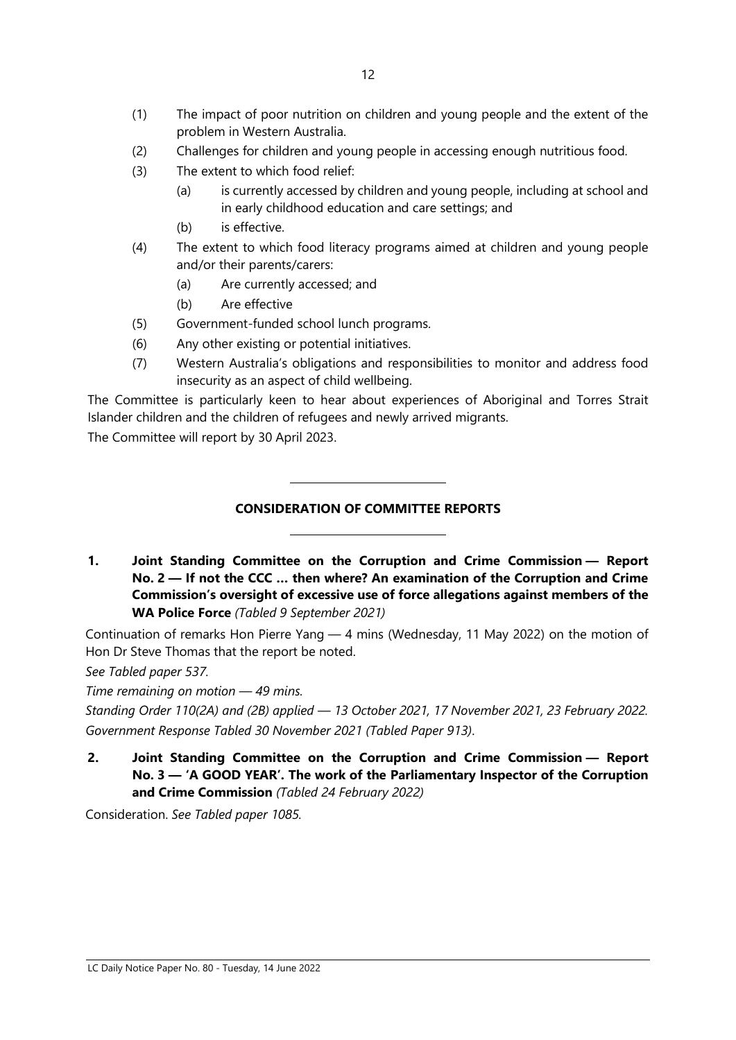(1) The impact of poor nutrition on children and young people and the extent of the problem in Western Australia.

(2) Challenges for children and young people in accessing enough nutritious food.

(3) The extent to which food relief:

  (a) is currently accessed by children and young people, including at school and in early childhood education and care settings; and

  (b) is effective.

(4) The extent to which food literacy programs aimed at children and young people and/or their parents/carers:

  (a) Are currently accessed; and

  (b) Are effective

(5) Government-funded school lunch programs.

(6) Any other existing or potential initiatives.

(7) Western Australia's obligations and responsibilities to monitor and address food insecurity as an aspect of child wellbeing.

The Committee is particularly keen to hear about experiences of Aboriginal and Torres Strait Islander children and the children of refugees and newly arrived migrants.

The Committee will report by 30 April 2023.

---

## CONSIDERATION OF COMMITTEE REPORTS

---

**1. Joint Standing Committee on the Corruption and Crime Commission — Report No. 2 — If not the CCC … then where? An examination of the Corruption and Crime Commission's oversight of excessive use of force allegations against members of the WA Police Force** *(Tabled 9 September 2021)*

Continuation of remarks Hon Pierre Yang — 4 mins (Wednesday, 11 May 2022) on the motion of Hon Dr Steve Thomas that the report be noted.

*See Tabled paper 537.*

*Time remaining on motion — 49 mins.*

*Standing Order 110(2A) and (2B) applied — 13 October 2021, 17 November 2021, 23 February 2022.*

*Government Response Tabled 30 November 2021 (Tabled Paper 913).*

**2. Joint Standing Committee on the Corruption and Crime Commission — Report No. 3 — 'A GOOD YEAR'. The work of the Parliamentary Inspector of the Corruption and Crime Commission** *(Tabled 24 February 2022)*

Consideration. *See Tabled paper 1085.*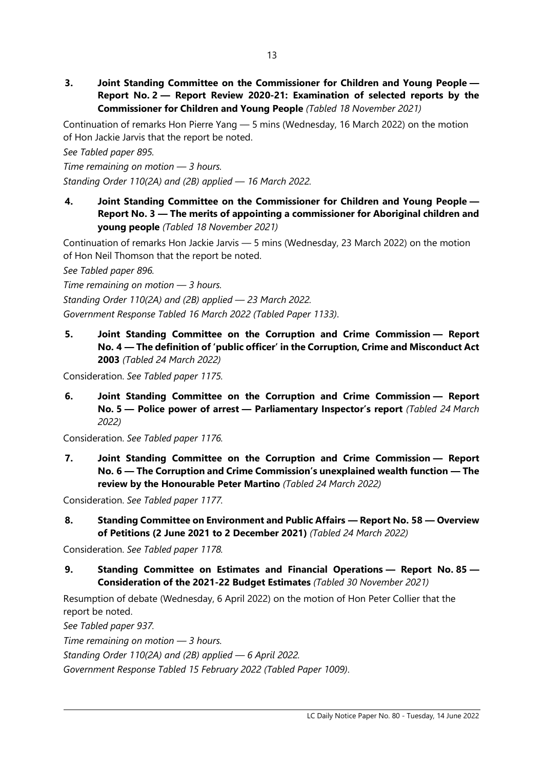**3. Joint Standing Committee on the Commissioner for Children and Young People — Report No. 2 — Report Review 2020-21: Examination of selected reports by the Commissioner for Children and Young People** *(Tabled 18 November 2021)*

Continuation of remarks Hon Pierre Yang — 5 mins (Wednesday, 16 March 2022) on the motion of Hon Jackie Jarvis that the report be noted.

*See Tabled paper 895.*

*Time remaining on motion — 3 hours.*

*Standing Order 110(2A) and (2B) applied — 16 March 2022.*

**4. Joint Standing Committee on the Commissioner for Children and Young People — Report No. 3 — The merits of appointing a commissioner for Aboriginal children and young people** *(Tabled 18 November 2021)*

Continuation of remarks Hon Jackie Jarvis — 5 mins (Wednesday, 23 March 2022) on the motion of Hon Neil Thomson that the report be noted.

*See Tabled paper 896.*

*Time remaining on motion — 3 hours.*

*Standing Order 110(2A) and (2B) applied — 23 March 2022.*

*Government Response Tabled 16 March 2022 (Tabled Paper 1133)*.

**5. Joint Standing Committee on the Corruption and Crime Commission — Report No. 4 — The definition of 'public officer' in the Corruption, Crime and Misconduct Act 2003** *(Tabled 24 March 2022)*

Consideration. *See Tabled paper 1175.*

**6. Joint Standing Committee on the Corruption and Crime Commission — Report No. 5 — Police power of arrest — Parliamentary Inspector's report** *(Tabled 24 March 2022)*

Consideration. *See Tabled paper 1176.*

**7. Joint Standing Committee on the Corruption and Crime Commission — Report No. 6 — The Corruption and Crime Commission's unexplained wealth function — The review by the Honourable Peter Martino** *(Tabled 24 March 2022)*

Consideration. *See Tabled paper 1177.*

**8. Standing Committee on Environment and Public Affairs — Report No. 58 — Overview of Petitions (2 June 2021 to 2 December 2021)** *(Tabled 24 March 2022)*

Consideration. *See Tabled paper 1178.*

**9. Standing Committee on Estimates and Financial Operations — Report No. 85 — Consideration of the 2021-22 Budget Estimates** *(Tabled 30 November 2021)*

Resumption of debate (Wednesday, 6 April 2022) on the motion of Hon Peter Collier that the report be noted.

*See Tabled paper 937.*

*Time remaining on motion — 3 hours.*

*Standing Order 110(2A) and (2B) applied — 6 April 2022.*

*Government Response Tabled 15 February 2022 (Tabled Paper 1009)*.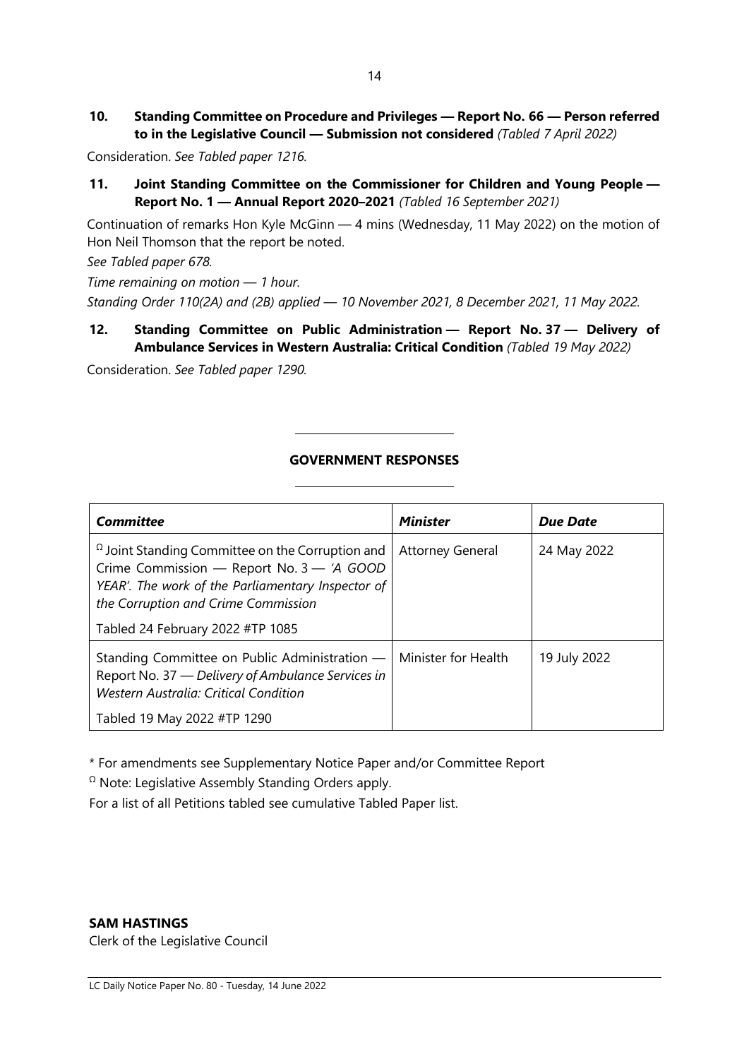**10. Standing Committee on Procedure and Privileges — Report No. 66 — Person referred to in the Legislative Council — Submission not considered** *(Tabled 7 April 2022)*

Consideration. *See Tabled paper 1216.*

**11. Joint Standing Committee on the Commissioner for Children and Young People — Report No. 1 — Annual Report 2020–2021** *(Tabled 16 September 2021)*

Continuation of remarks Hon Kyle McGinn — 4 mins (Wednesday, 11 May 2022) on the motion of Hon Neil Thomson that the report be noted.

*See Tabled paper 678.*

*Time remaining on motion — 1 hour.*

*Standing Order 110(2A) and (2B) applied — 10 November 2021, 8 December 2021, 11 May 2022.*

**12. Standing Committee on Public Administration — Report No. 37 — Delivery of Ambulance Services in Western Australia: Critical Condition** *(Tabled 19 May 2022)*

Consideration. *See Tabled paper 1290.*

## GOVERNMENT RESPONSES

| ***Committee*** | ***Minister*** | ***Due Date*** |
| --- | --- | --- |
| Ω Joint Standing Committee on the Corruption and Crime Commission — Report No. 3 — *'A GOOD YEAR'. The work of the Parliamentary Inspector of the Corruption and Crime Commission*<br>Tabled 24 February 2022 #TP 1085 | Attorney General | 24 May 2022 |
| Standing Committee on Public Administration — Report No. 37 — *Delivery of Ambulance Services in Western Australia: Critical Condition*<br>Tabled 19 May 2022 #TP 1290 | Minister for Health | 19 July 2022 |

* For amendments see Supplementary Notice Paper and/or Committee Report

Ω Note: Legislative Assembly Standing Orders apply.

For a list of all Petitions tabled see cumulative Tabled Paper list.

**SAM HASTINGS**
Clerk of the Legislative Council